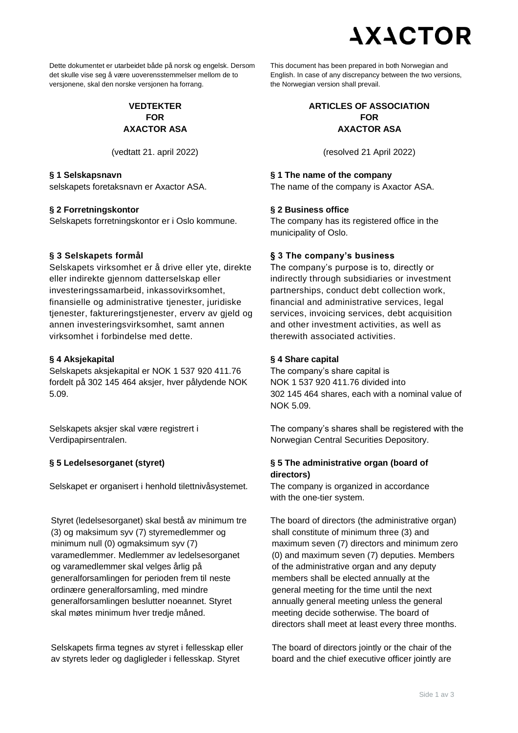AXACTOR

Dette dokumentet er utarbeidet både på norsk og engelsk. Dersom det skulle vise seg å være uoverensstemmelser mellom de to versjonene, skal den norske versjonen ha forrang.

This document has been prepared in both Norwegian and English. In case of any discrepancy between the two versions, the Norwegian version shall prevail.

**VEDTEKTER**
**FOR**
**AXACTOR ASA**

(vedtatt 21. april 2022)

**ARTICLES OF ASSOCIATION**
**FOR**
**AXACTOR ASA**

(resolved 21 April 2022)

**§ 1 Selskapsnavn**
selskapets foretaksnavn er Axactor ASA.

**§ 1 The name of the company**
The name of the company is Axactor ASA.

**§ 2 Forretningskontor**
Selskapets forretningskontor er i Oslo kommune.

**§ 2 Business office**
The company has its registered office in the municipality of Oslo.

**§ 3 Selskapets formål**
Selskapets virksomhet er å drive eller yte, direkte eller indirekte gjennom datterselskap eller investeringssamarbeid, inkassovirksomhet, finansielle og administrative tjenester, juridiske tjenester, faktureringstjenester, erverv av gjeld og annen investeringsvirksomhet, samt annen virksomhet i forbindelse med dette.

**§ 3 The company's business**
The company's purpose is to, directly or indirectly through subsidiaries or investment partnerships, conduct debt collection work, financial and administrative services, legal services, invoicing services, debt acquisition and other investment activities, as well as therewith associated activities.

**§ 4 Aksjekapital**
Selskapets aksjekapital er NOK 1 537 920 411.76 fordelt på 302 145 464 aksjer, hver pålydende NOK 5.09.

Selskapets aksjer skal være registrert i Verdipapirsentralen.

**§ 4 Share capital**
The company's share capital is NOK 1 537 920 411.76 divided into 302 145 464 shares, each with a nominal value of NOK 5.09.

The company's shares shall be registered with the Norwegian Central Securities Depository.

**§ 5 Ledelsesorganet (styret)**

Selskapet er organisert i henhold tilettnivåsystemet.

Styret (ledelsesorganet) skal bestå av minimum tre (3) og maksimum syv (7) styremedlemmer og minimum null (0) ogmaksimum syv (7) varamedlemmer. Medlemmer av ledelsesorganet og varamedlemmer skal velges årlig på generalforsamlingen for perioden frem til neste ordinære generalforsamling, med mindre generalforsamlingen beslutter noeannet. Styret skal møtes minimum hver tredje måned.

Selskapets firma tegnes av styret i fellesskap eller av styrets leder og dagligleder i fellesskap. Styret

**§ 5 The administrative organ (board of directors)**

The company is organized in accordance with the one-tier system.

The board of directors (the administrative organ) shall constitute of minimum three (3) and maximum seven (7) directors and minimum zero (0) and maximum seven (7) deputies. Members of the administrative organ and any deputy members shall be elected annually at the general meeting for the time until the next annually general meeting unless the general meeting decide sotherwise. The board of directors shall meet at least every three months.

The board of directors jointly or the chair of the board and the chief executive officer jointly are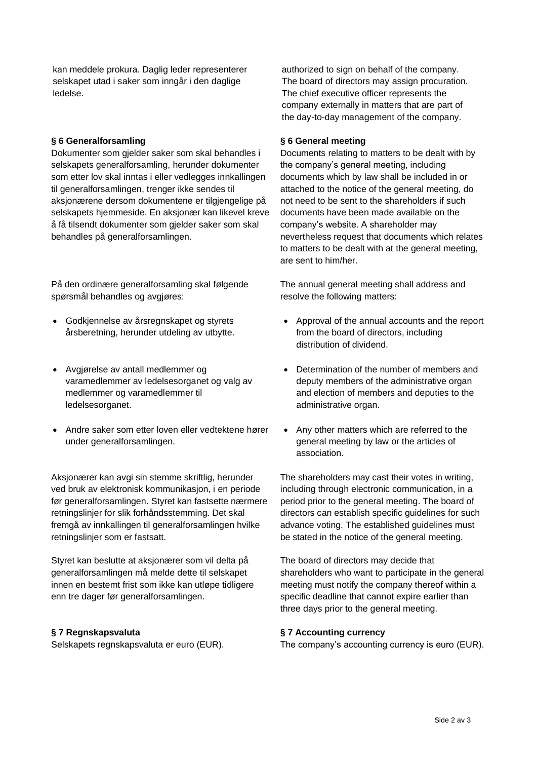kan meddele prokura. Daglig leder representerer selskapet utad i saker som inngår i den daglige ledelse.

authorized to sign on behalf of the company. The board of directors may assign procuration. The chief executive officer represents the company externally in matters that are part of the day-to-day management of the company.

**§ 6 Generalforsamling**

Dokumenter som gjelder saker som skal behandles i selskapets generalforsamling, herunder dokumenter som etter lov skal inntas i eller vedlegges innkallingen til generalforsamlingen, trenger ikke sendes til aksjonærene dersom dokumentene er tilgjengelige på selskapets hjemmeside. En aksjonær kan likevel kreve å få tilsendt dokumenter som gjelder saker som skal behandles på generalforsamlingen.

På den ordinære generalforsamling skal følgende spørsmål behandles og avgjøres:

- Godkjennelse av årsregnskapet og styrets årsberetning, herunder utdeling av utbytte.
- Avgjørelse av antall medlemmer og varamedlemmer av ledelsesorganet og valg av medlemmer og varamedlemmer til ledelsesorganet.
- Andre saker som etter loven eller vedtektene hører under generalforsamlingen.

Aksjonærer kan avgi sin stemme skriftlig, herunder ved bruk av elektronisk kommunikasjon, i en periode før generalforsamlingen. Styret kan fastsette nærmere retningslinjer for slik forhåndsstemming. Det skal fremgå av innkallingen til generalforsamlingen hvilke retningslinjer som er fastsatt.

Styret kan beslutte at aksjonærer som vil delta på generalforsamlingen må melde dette til selskapet innen en bestemt frist som ikke kan utløpe tidligere enn tre dager før generalforsamlingen.

**§ 6 General meeting**

Documents relating to matters to be dealt with by the company's general meeting, including documents which by law shall be included in or attached to the notice of the general meeting, do not need to be sent to the shareholders if such documents have been made available on the company's website. A shareholder may nevertheless request that documents which relates to matters to be dealt with at the general meeting, are sent to him/her.

The annual general meeting shall address and resolve the following matters:

- Approval of the annual accounts and the report from the board of directors, including distribution of dividend.
- Determination of the number of members and deputy members of the administrative organ and election of members and deputies to the administrative organ.
- Any other matters which are referred to the general meeting by law or the articles of association.

The shareholders may cast their votes in writing, including through electronic communication, in a period prior to the general meeting. The board of directors can establish specific guidelines for such advance voting. The established guidelines must be stated in the notice of the general meeting.

The board of directors may decide that shareholders who want to participate in the general meeting must notify the company thereof within a specific deadline that cannot expire earlier than three days prior to the general meeting.

**§ 7 Regnskapsvaluta**

Selskapets regnskapsvaluta er euro (EUR).

**§ 7 Accounting currency**

The company's accounting currency is euro (EUR).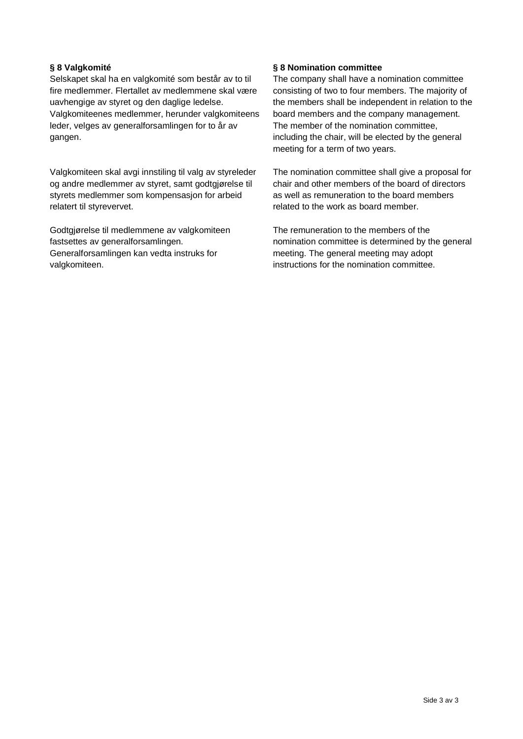### § 8 Valgkomité

Selskapet skal ha en valgkomité som består av to til fire medlemmer. Flertallet av medlemmene skal være uavhengige av styret og den daglige ledelse. Valgkomiteenes medlemmer, herunder valgkomiteens leder, velges av generalforsamlingen for to år av gangen.

Valgkomiteen skal avgi innstiling til valg av styreleder og andre medlemmer av styret, samt godtgjørelse til styrets medlemmer som kompensasjon for arbeid relatert til styrevervet.

Godtgjørelse til medlemmene av valgkomiteen fastsettes av generalforsamlingen. Generalforsamlingen kan vedta instruks for valgkomiteen.

### § 8 Nomination committee

The company shall have a nomination committee consisting of two to four members. The majority of the members shall be independent in relation to the board members and the company management. The member of the nomination committee, including the chair, will be elected by the general meeting for a term of two years.

The nomination committee shall give a proposal for chair and other members of the board of directors as well as remuneration to the board members related to the work as board member.

The remuneration to the members of the nomination committee is determined by the general meeting. The general meeting may adopt instructions for the nomination committee.